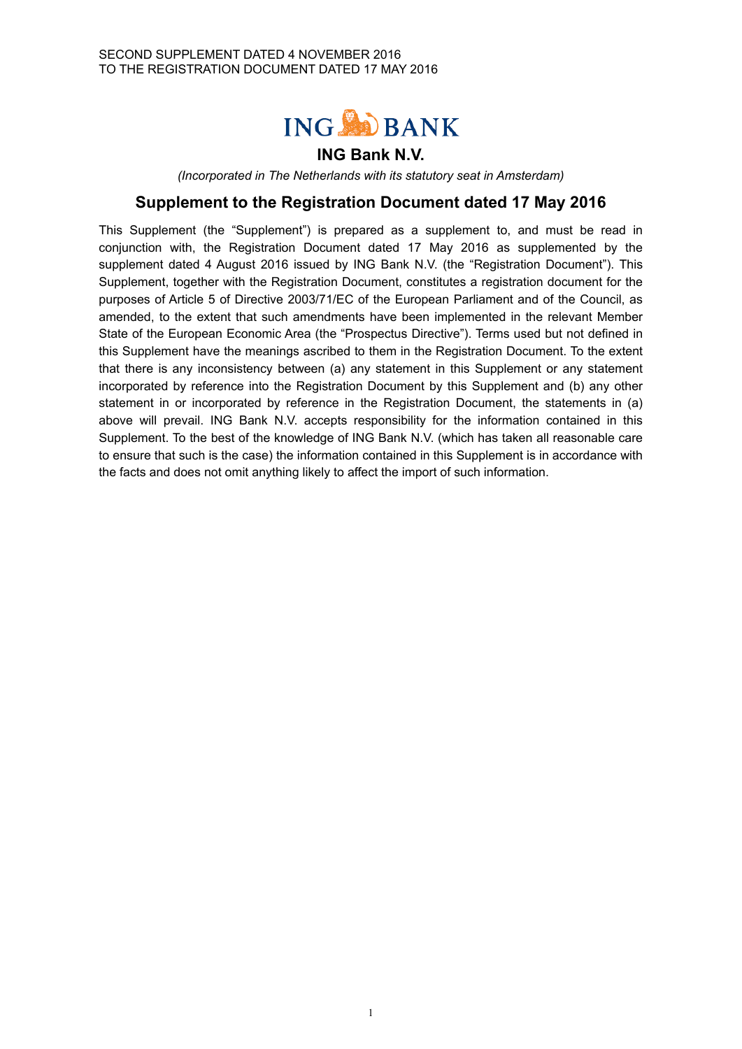SECOND SUPPLEMENT DATED 4 NOVEMBER 2016
TO THE REGISTRATION DOCUMENT DATED 17 MAY 2016

ING BANK

# ING Bank N.V.

*(Incorporated in The Netherlands with its statutory seat in Amsterdam)*

## Supplement to the Registration Document dated 17 May 2016

This Supplement (the "Supplement") is prepared as a supplement to, and must be read in conjunction with, the Registration Document dated 17 May 2016 as supplemented by the supplement dated 4 August 2016 issued by ING Bank N.V. (the "Registration Document"). This Supplement, together with the Registration Document, constitutes a registration document for the purposes of Article 5 of Directive 2003/71/EC of the European Parliament and of the Council, as amended, to the extent that such amendments have been implemented in the relevant Member State of the European Economic Area (the "Prospectus Directive"). Terms used but not defined in this Supplement have the meanings ascribed to them in the Registration Document. To the extent that there is any inconsistency between (a) any statement in this Supplement or any statement incorporated by reference into the Registration Document by this Supplement and (b) any other statement in or incorporated by reference in the Registration Document, the statements in (a) above will prevail. ING Bank N.V. accepts responsibility for the information contained in this Supplement. To the best of the knowledge of ING Bank N.V. (which has taken all reasonable care to ensure that such is the case) the information contained in this Supplement is in accordance with the facts and does not omit anything likely to affect the import of such information.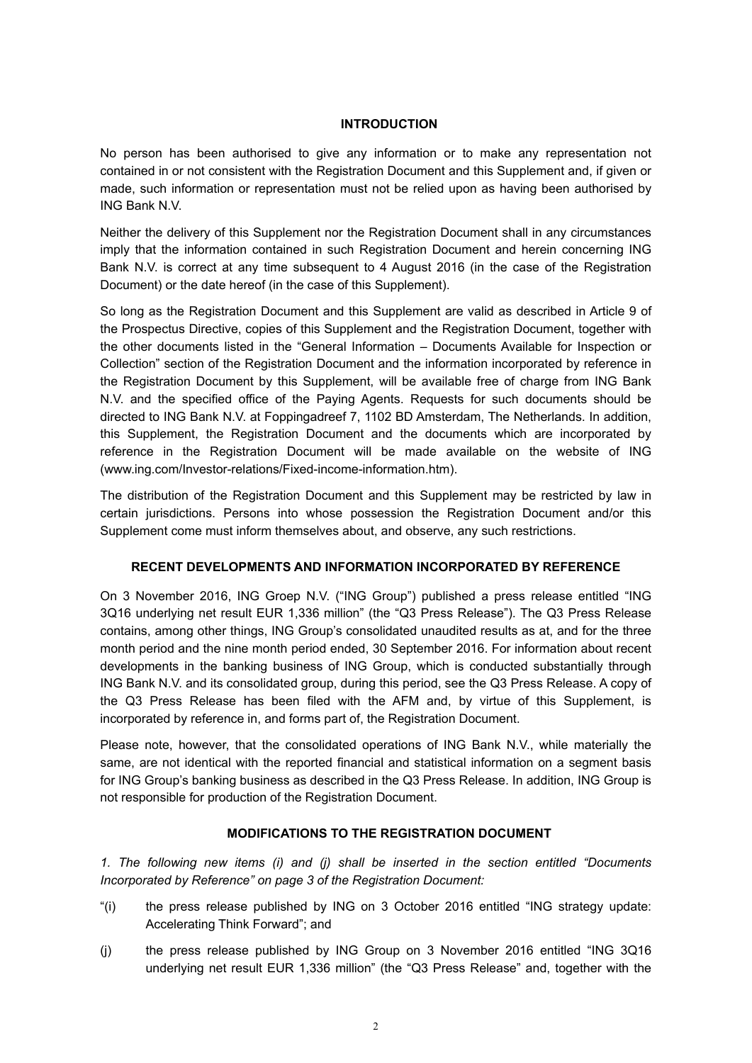## INTRODUCTION

No person has been authorised to give any information or to make any representation not contained in or not consistent with the Registration Document and this Supplement and, if given or made, such information or representation must not be relied upon as having been authorised by ING Bank N.V.

Neither the delivery of this Supplement nor the Registration Document shall in any circumstances imply that the information contained in such Registration Document and herein concerning ING Bank N.V. is correct at any time subsequent to 4 August 2016 (in the case of the Registration Document) or the date hereof (in the case of this Supplement).

So long as the Registration Document and this Supplement are valid as described in Article 9 of the Prospectus Directive, copies of this Supplement and the Registration Document, together with the other documents listed in the "General Information – Documents Available for Inspection or Collection" section of the Registration Document and the information incorporated by reference in the Registration Document by this Supplement, will be available free of charge from ING Bank N.V. and the specified office of the Paying Agents. Requests for such documents should be directed to ING Bank N.V. at Foppingadreef 7, 1102 BD Amsterdam, The Netherlands. In addition, this Supplement, the Registration Document and the documents which are incorporated by reference in the Registration Document will be made available on the website of ING (www.ing.com/Investor-relations/Fixed-income-information.htm).

The distribution of the Registration Document and this Supplement may be restricted by law in certain jurisdictions. Persons into whose possession the Registration Document and/or this Supplement come must inform themselves about, and observe, any such restrictions.

## RECENT DEVELOPMENTS AND INFORMATION INCORPORATED BY REFERENCE

On 3 November 2016, ING Groep N.V. ("ING Group") published a press release entitled "ING 3Q16 underlying net result EUR 1,336 million" (the "Q3 Press Release"). The Q3 Press Release contains, among other things, ING Group's consolidated unaudited results as at, and for the three month period and the nine month period ended, 30 September 2016. For information about recent developments in the banking business of ING Group, which is conducted substantially through ING Bank N.V. and its consolidated group, during this period, see the Q3 Press Release. A copy of the Q3 Press Release has been filed with the AFM and, by virtue of this Supplement, is incorporated by reference in, and forms part of, the Registration Document.

Please note, however, that the consolidated operations of ING Bank N.V., while materially the same, are not identical with the reported financial and statistical information on a segment basis for ING Group's banking business as described in the Q3 Press Release. In addition, ING Group is not responsible for production of the Registration Document.

## MODIFICATIONS TO THE REGISTRATION DOCUMENT

*1. The following new items (i) and (j) shall be inserted in the section entitled "Documents Incorporated by Reference" on page 3 of the Registration Document:*

"(i) the press release published by ING on 3 October 2016 entitled "ING strategy update: Accelerating Think Forward"; and

(j) the press release published by ING Group on 3 November 2016 entitled "ING 3Q16 underlying net result EUR 1,336 million" (the "Q3 Press Release" and, together with the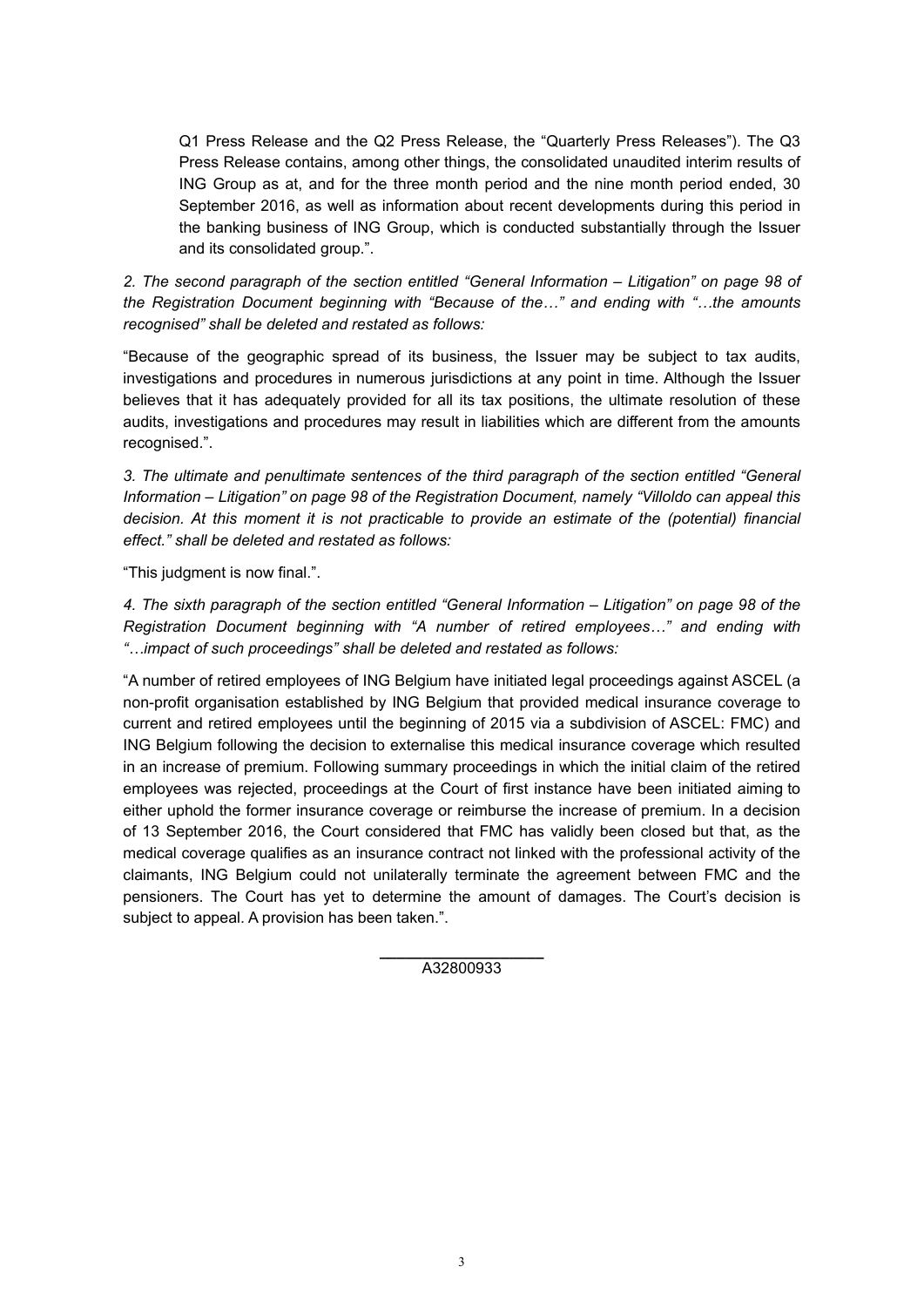Q1 Press Release and the Q2 Press Release, the "Quarterly Press Releases"). The Q3 Press Release contains, among other things, the consolidated unaudited interim results of ING Group as at, and for the three month period and the nine month period ended, 30 September 2016, as well as information about recent developments during this period in the banking business of ING Group, which is conducted substantially through the Issuer and its consolidated group.".

*2. The second paragraph of the section entitled "General Information – Litigation" on page 98 of the Registration Document beginning with "Because of the…" and ending with "…the amounts recognised" shall be deleted and restated as follows:*

"Because of the geographic spread of its business, the Issuer may be subject to tax audits, investigations and procedures in numerous jurisdictions at any point in time. Although the Issuer believes that it has adequately provided for all its tax positions, the ultimate resolution of these audits, investigations and procedures may result in liabilities which are different from the amounts recognised.".

*3. The ultimate and penultimate sentences of the third paragraph of the section entitled "General Information – Litigation" on page 98 of the Registration Document, namely "Villoldo can appeal this decision. At this moment it is not practicable to provide an estimate of the (potential) financial effect." shall be deleted and restated as follows:*

"This judgment is now final.".

*4. The sixth paragraph of the section entitled "General Information – Litigation" on page 98 of the Registration Document beginning with "A number of retired employees…" and ending with "…impact of such proceedings" shall be deleted and restated as follows:*

"A number of retired employees of ING Belgium have initiated legal proceedings against ASCEL (a non-profit organisation established by ING Belgium that provided medical insurance coverage to current and retired employees until the beginning of 2015 via a subdivision of ASCEL: FMC) and ING Belgium following the decision to externalise this medical insurance coverage which resulted in an increase of premium. Following summary proceedings in which the initial claim of the retired employees was rejected, proceedings at the Court of first instance have been initiated aiming to either uphold the former insurance coverage or reimburse the increase of premium. In a decision of 13 September 2016, the Court considered that FMC has validly been closed but that, as the medical coverage qualifies as an insurance contract not linked with the professional activity of the claimants, ING Belgium could not unilaterally terminate the agreement between FMC and the pensioners. The Court has yet to determine the amount of damages. The Court's decision is subject to appeal. A provision has been taken.".

A32800933